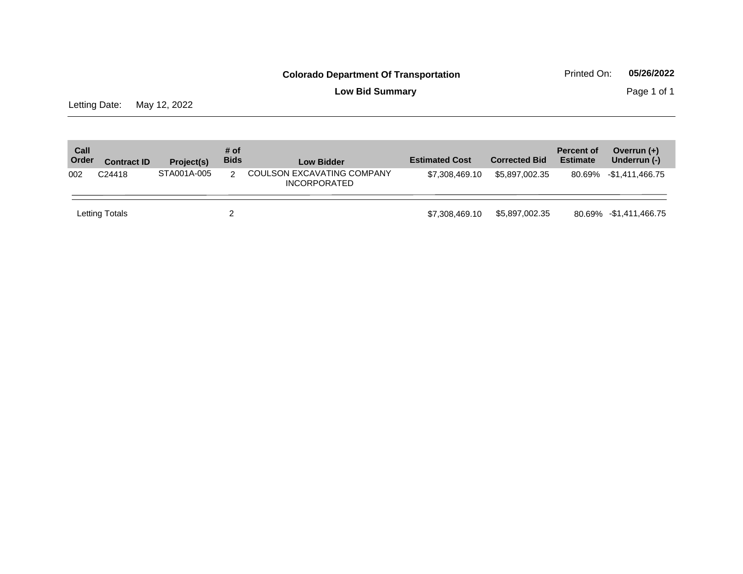**Colorado Department Of Transportation**

**Low Bid Summary**

Printed On: **05/26/2022**

Letting Date: May 12, 2022

| Call Order | Contract ID | Project(s) | # of Bids | Low Bidder | Estimated Cost | Corrected Bid | Percent of Estimate | Overrun (+) Underrun (-) |
|---|---|---|---|---|---|---|---|---|
| 002 | C24418 | STA001A-005 | 2 | COULSON EXCAVATING COMPANY INCORPORATED | $7,308,469.10 | $5,897,002.35 | 80.69% | -$1,411,466.75 |
| Letting Totals | | | 2 | | $7,308,469.10 | $5,897,002.35 | 80.69% | -$1,411,466.75 |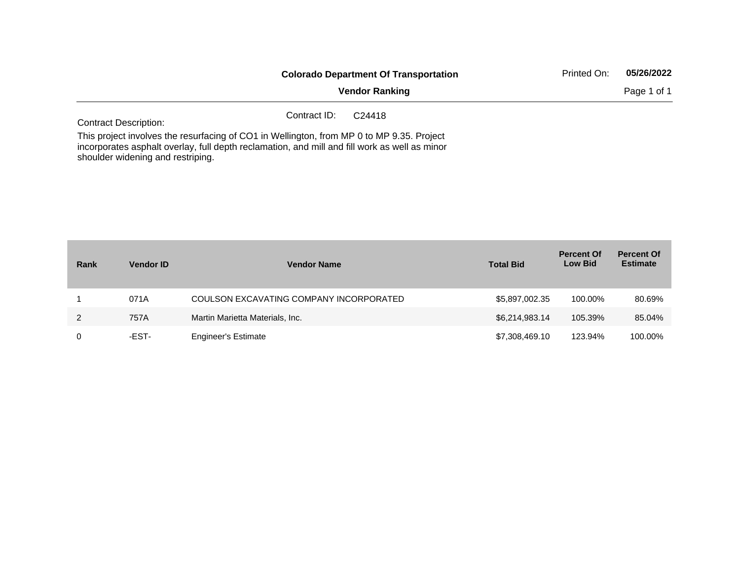**Colorado Department Of Transportation**

**Vendor Ranking**

Printed On: **05/26/2022**

Contract ID: C24418

Contract Description:

This project involves the resurfacing of CO1 in Wellington, from MP 0 to MP 9.35. Project incorporates asphalt overlay, full depth reclamation, and mill and fill work as well as minor shoulder widening and restriping.

| Rank | Vendor ID | Vendor Name | Total Bid | Percent Of Low Bid | Percent Of Estimate |
|---|---|---|---|---|---|
| 1 | 071A | COULSON EXCAVATING COMPANY INCORPORATED | $5,897,002.35 | 100.00% | 80.69% |
| 2 | 757A | Martin Marietta Materials, Inc. | $6,214,983.14 | 105.39% | 85.04% |
| 0 | -EST- | Engineer's Estimate | $7,308,469.10 | 123.94% | 100.00% |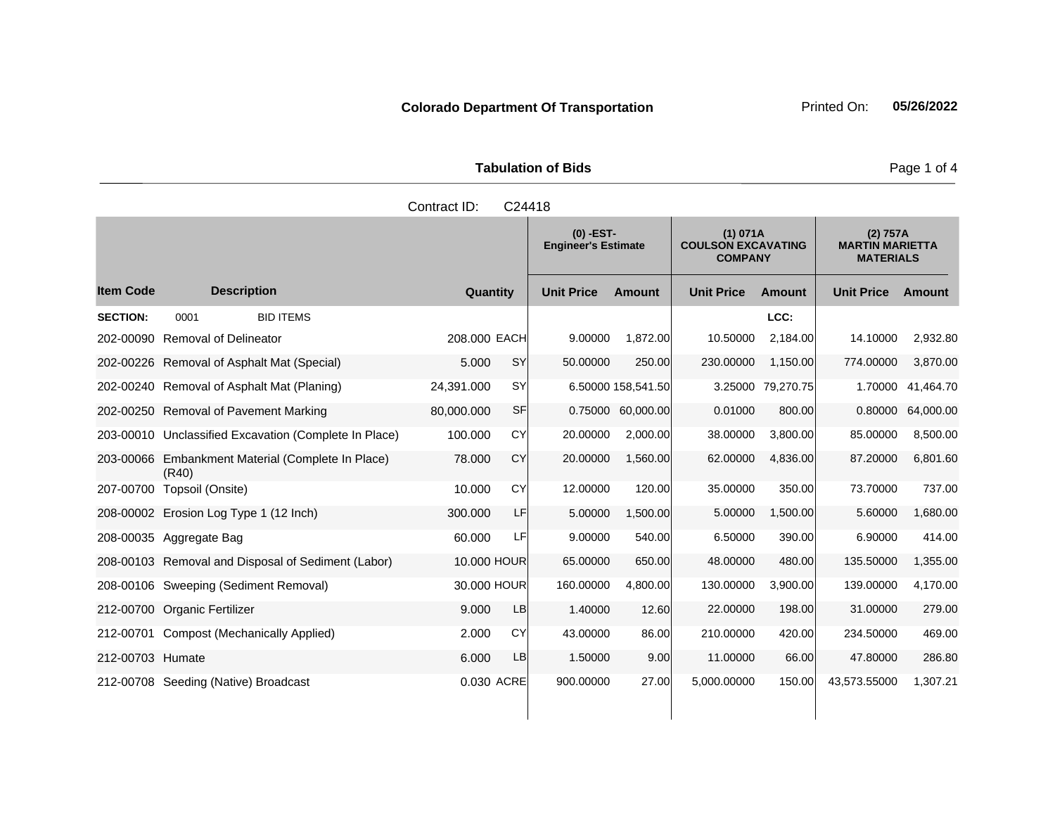**Colorado Department Of Transportation** Printed On: **05/26/2022**

**Tabulation of Bids**

Contract ID: C24418

| Item Code | Description | Quantity | | (0) -EST- Engineer's Estimate | | (1) 071A COULSON EXCAVATING COMPANY | | (2) 757A MARTIN MARIETTA MATERIALS | |
|---|---|---|---|---|---|---|---|---|---|
| | | | | Unit Price | Amount | Unit Price | Amount | Unit Price | Amount |
| **SECTION:** | 0001 BID ITEMS | | | | | | LCC: | | |
| 202-00090 | Removal of Delineator | 208.000 | EACH | 9.00000 | 1,872.00 | 10.50000 | 2,184.00 | 14.10000 | 2,932.80 |
| 202-00226 | Removal of Asphalt Mat (Special) | 5.000 | SY | 50.00000 | 250.00 | 230.00000 | 1,150.00 | 774.00000 | 3,870.00 |
| 202-00240 | Removal of Asphalt Mat (Planing) | 24,391.000 | SY | 6.50000 | 158,541.50 | 3.25000 | 79,270.75 | 1.70000 | 41,464.70 |
| 202-00250 | Removal of Pavement Marking | 80,000.000 | SF | 0.75000 | 60,000.00 | 0.01000 | 800.00 | 0.80000 | 64,000.00 |
| 203-00010 | Unclassified Excavation (Complete In Place) | 100.000 | CY | 20.00000 | 2,000.00 | 38.00000 | 3,800.00 | 85.00000 | 8,500.00 |
| 203-00066 | Embankment Material (Complete In Place) (R40) | 78.000 | CY | 20.00000 | 1,560.00 | 62.00000 | 4,836.00 | 87.20000 | 6,801.60 |
| 207-00700 | Topsoil (Onsite) | 10.000 | CY | 12.00000 | 120.00 | 35.00000 | 350.00 | 73.70000 | 737.00 |
| 208-00002 | Erosion Log Type 1 (12 Inch) | 300.000 | LF | 5.00000 | 1,500.00 | 5.00000 | 1,500.00 | 5.60000 | 1,680.00 |
| 208-00035 | Aggregate Bag | 60.000 | LF | 9.00000 | 540.00 | 6.50000 | 390.00 | 6.90000 | 414.00 |
| 208-00103 | Removal and Disposal of Sediment (Labor) | 10.000 | HOUR | 65.00000 | 650.00 | 48.00000 | 480.00 | 135.50000 | 1,355.00 |
| 208-00106 | Sweeping (Sediment Removal) | 30.000 | HOUR | 160.00000 | 4,800.00 | 130.00000 | 3,900.00 | 139.00000 | 4,170.00 |
| 212-00700 | Organic Fertilizer | 9.000 | LB | 1.40000 | 12.60 | 22.00000 | 198.00 | 31.00000 | 279.00 |
| 212-00701 | Compost (Mechanically Applied) | 2.000 | CY | 43.00000 | 86.00 | 210.00000 | 420.00 | 234.50000 | 469.00 |
| 212-00703 | Humate | 6.000 | LB | 1.50000 | 9.00 | 11.00000 | 66.00 | 47.80000 | 286.80 |
| 212-00708 | Seeding (Native) Broadcast | 0.030 | ACRE | 900.00000 | 27.00 | 5,000.00000 | 150.00 | 43,573.55000 | 1,307.21 |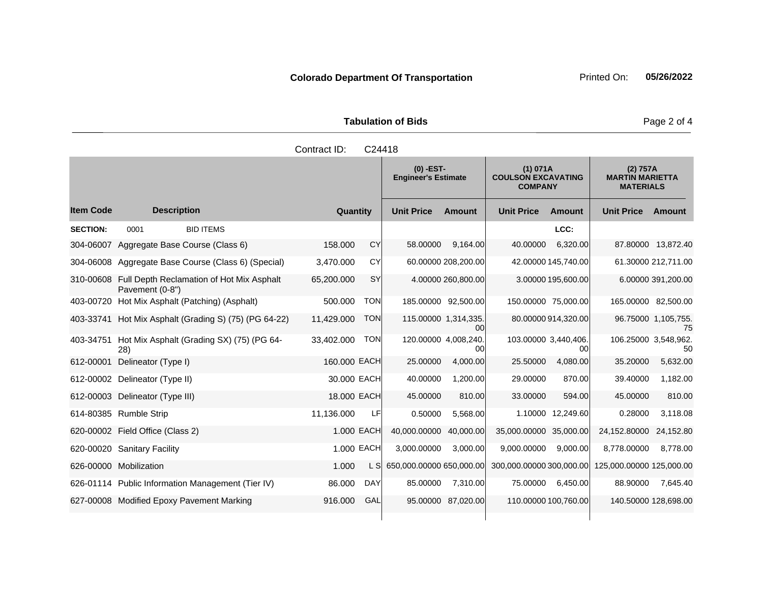**Colorado Department Of Transportation** Printed On: **05/26/2022**

**Tabulation of Bids**

Contract ID: C24418

| Item Code | Description | Quantity | | (0) -EST- Engineer's Estimate | | (1) 071A COULSON EXCAVATING COMPANY | | (2) 757A MARTIN MARIETTA MATERIALS | |
|---|---|---|---|---|---|---|---|---|---|
| | | | | Unit Price | Amount | Unit Price | Amount | Unit Price | Amount |
| **SECTION:** | 0001 BID ITEMS | | | | | | LCC: | | |
| 304-06007 | Aggregate Base Course (Class 6) | 158.000 | CY | 58.00000 | 9,164.00 | 40.00000 | 6,320.00 | 87.80000 | 13,872.40 |
| 304-06008 | Aggregate Base Course (Class 6) (Special) | 3,470.000 | CY | 60.00000 | 208,200.00 | 42.00000 | 145,740.00 | 61.30000 | 212,711.00 |
| 310-00608 | Full Depth Reclamation of Hot Mix Asphalt Pavement (0-8") | 65,200.000 | SY | 4.00000 | 260,800.00 | 3.00000 | 195,600.00 | 6.00000 | 391,200.00 |
| 403-00720 | Hot Mix Asphalt (Patching) (Asphalt) | 500.000 | TON | 185.00000 | 92,500.00 | 150.00000 | 75,000.00 | 165.00000 | 82,500.00 |
| 403-33741 | Hot Mix Asphalt (Grading S) (75) (PG 64-22) | 11,429.000 | TON | 115.00000 | 1,314,335.00 | 80.00000 | 914,320.00 | 96.75000 | 1,105,755.75 |
| 403-34751 | Hot Mix Asphalt (Grading SX) (75) (PG 64-28) | 33,402.000 | TON | 120.00000 | 4,008,240.00 | 103.00000 | 3,440,406.00 | 106.25000 | 3,548,962.50 |
| 612-00001 | Delineator (Type I) | 160.000 | EACH | 25.00000 | 4,000.00 | 25.50000 | 4,080.00 | 35.20000 | 5,632.00 |
| 612-00002 | Delineator (Type II) | 30.000 | EACH | 40.00000 | 1,200.00 | 29.00000 | 870.00 | 39.40000 | 1,182.00 |
| 612-00003 | Delineator (Type III) | 18.000 | EACH | 45.00000 | 810.00 | 33.00000 | 594.00 | 45.00000 | 810.00 |
| 614-80385 | Rumble Strip | 11,136.000 | LF | 0.50000 | 5,568.00 | 1.10000 | 12,249.60 | 0.28000 | 3,118.08 |
| 620-00002 | Field Office (Class 2) | 1.000 | EACH | 40,000.00000 | 40,000.00 | 35,000.00000 | 35,000.00 | 24,152.80000 | 24,152.80 |
| 620-00020 | Sanitary Facility | 1.000 | EACH | 3,000.00000 | 3,000.00 | 9,000.00000 | 9,000.00 | 8,778.00000 | 8,778.00 |
| 626-00000 | Mobilization | 1.000 | L S | 650,000.00000 | 650,000.00 | 300,000.00000 | 300,000.00 | 125,000.00000 | 125,000.00 |
| 626-01114 | Public Information Management (Tier IV) | 86.000 | DAY | 85.00000 | 7,310.00 | 75.00000 | 6,450.00 | 88.90000 | 7,645.40 |
| 627-00008 | Modified Epoxy Pavement Marking | 916.000 | GAL | 95.00000 | 87,020.00 | 110.00000 | 100,760.00 | 140.50000 | 128,698.00 |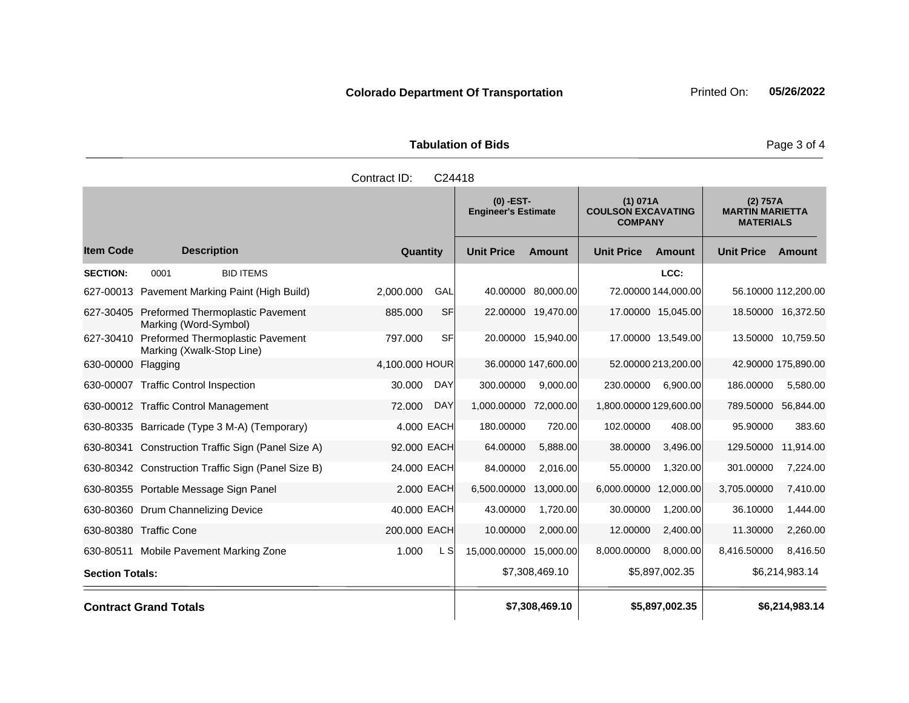**Colorado Department Of Transportation** Printed On: **05/26/2022**

**Tabulation of Bids**

Contract ID: C24418

| Item Code | Description | Quantity | | (0) -EST- Engineer's Estimate Unit Price | Amount | (1) 071A COULSON EXCAVATING COMPANY Unit Price | Amount | (2) 757A MARTIN MARIETTA MATERIALS Unit Price | Amount |
|---|---|---|---|---|---|---|---|---|---|
| **SECTION:** | 0001 BID ITEMS | | | | | | LCC: | | |
| 627-00013 | Pavement Marking Paint (High Build) | 2,000.000 | GAL | 40.00000 | 80,000.00 | 72.00000 | 144,000.00 | 56.10000 | 112,200.00 |
| 627-30405 | Preformed Thermoplastic Pavement Marking (Word-Symbol) | 885.000 | SF | 22.00000 | 19,470.00 | 17.00000 | 15,045.00 | 18.50000 | 16,372.50 |
| 627-30410 | Preformed Thermoplastic Pavement Marking (Xwalk-Stop Line) | 797.000 | SF | 20.00000 | 15,940.00 | 17.00000 | 13,549.00 | 13.50000 | 10,759.50 |
| 630-00000 | Flagging | 4,100.000 | HOUR | 36.00000 | 147,600.00 | 52.00000 | 213,200.00 | 42.90000 | 175,890.00 |
| 630-00007 | Traffic Control Inspection | 30.000 | DAY | 300.00000 | 9,000.00 | 230.00000 | 6,900.00 | 186.00000 | 5,580.00 |
| 630-00012 | Traffic Control Management | 72.000 | DAY | 1,000.00000 | 72,000.00 | 1,800.00000 | 129,600.00 | 789.50000 | 56,844.00 |
| 630-80335 | Barricade (Type 3 M-A) (Temporary) | 4.000 | EACH | 180.00000 | 720.00 | 102.00000 | 408.00 | 95.90000 | 383.60 |
| 630-80341 | Construction Traffic Sign (Panel Size A) | 92.000 | EACH | 64.00000 | 5,888.00 | 38.00000 | 3,496.00 | 129.50000 | 11,914.00 |
| 630-80342 | Construction Traffic Sign (Panel Size B) | 24.000 | EACH | 84.00000 | 2,016.00 | 55.00000 | 1,320.00 | 301.00000 | 7,224.00 |
| 630-80355 | Portable Message Sign Panel | 2.000 | EACH | 6,500.00000 | 13,000.00 | 6,000.00000 | 12,000.00 | 3,705.00000 | 7,410.00 |
| 630-80360 | Drum Channelizing Device | 40.000 | EACH | 43.00000 | 1,720.00 | 30.00000 | 1,200.00 | 36.10000 | 1,444.00 |
| 630-80380 | Traffic Cone | 200.000 | EACH | 10.00000 | 2,000.00 | 12.00000 | 2,400.00 | 11.30000 | 2,260.00 |
| 630-80511 | Mobile Pavement Marking Zone | 1.000 | L S | 15,000.00000 | 15,000.00 | 8,000.00000 | 8,000.00 | 8,416.50000 | 8,416.50 |
| **Section Totals:** | | | | | $7,308,469.10 | | $5,897,002.35 | | $6,214,983.14 |
| **Contract Grand Totals** | | | | | **$7,308,469.10** | | **$5,897,002.35** | | **$6,214,983.14** |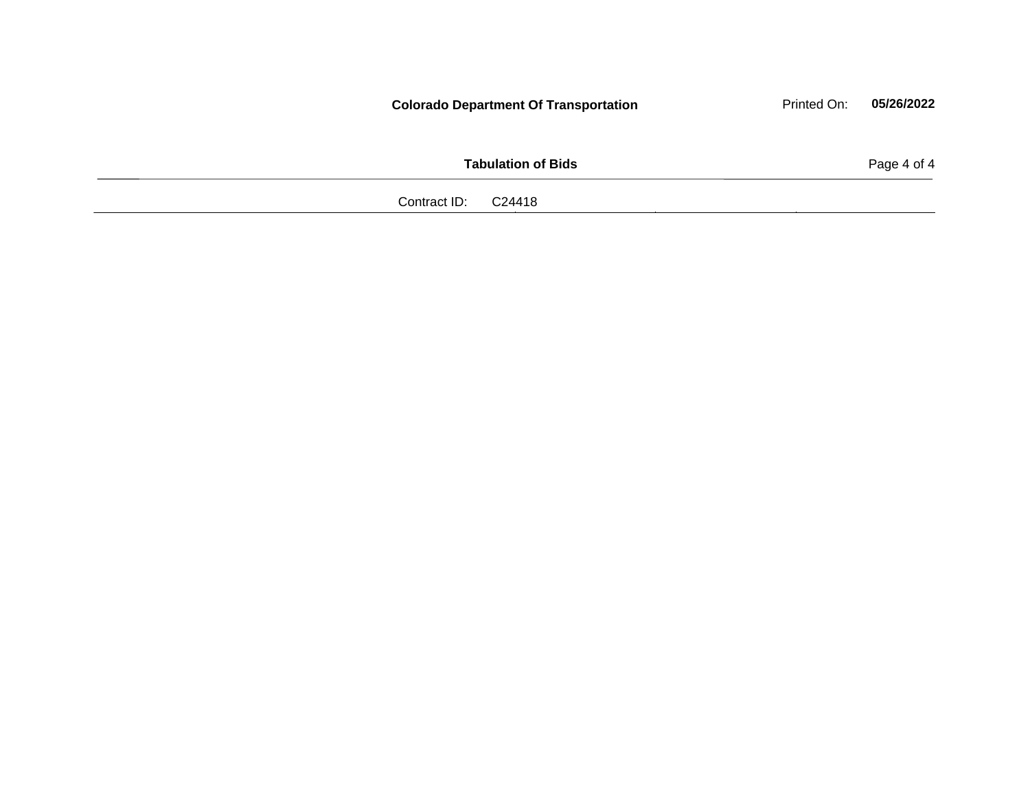**Colorado Department Of Transportation**

Printed On: **05/26/2022**

**Tabulation of Bids**

Contract ID: C24418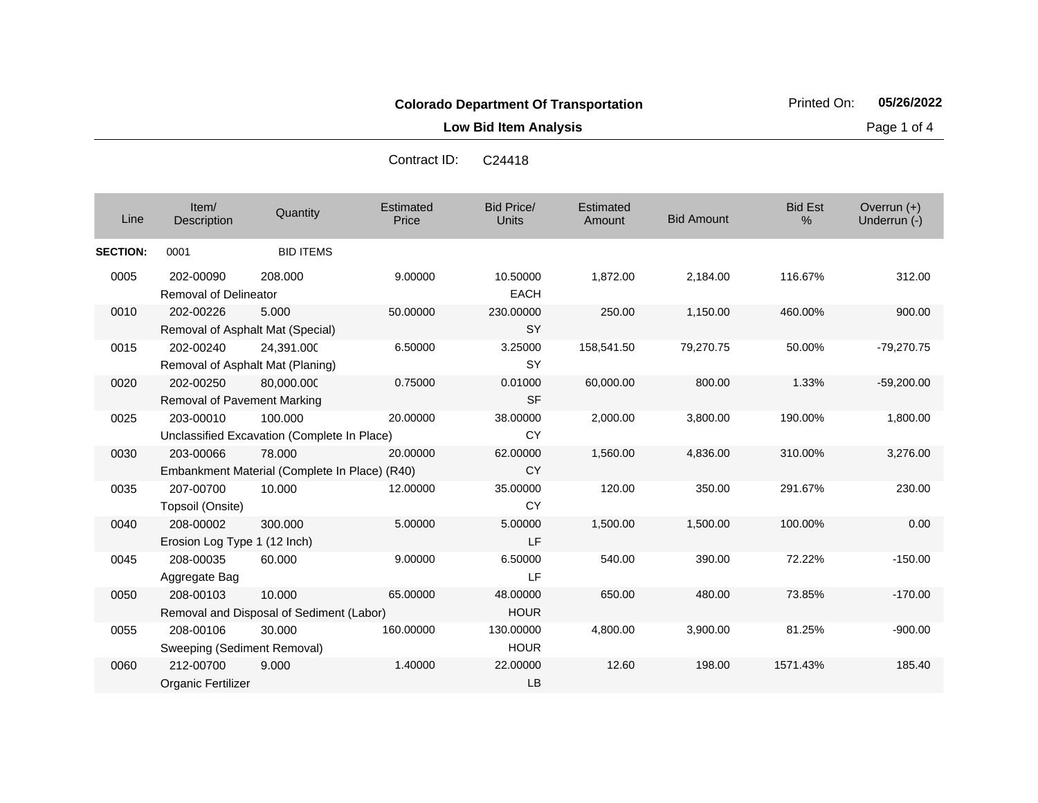**Colorado Department Of Transportation**

**Low Bid Item Analysis**

Printed On: **05/26/2022**

Contract ID: C24418

| Line | Item/ Description | Quantity | Estimated Price | Bid Price/ Units | Estimated Amount | Bid Amount | Bid Est % | Overrun (+) Underrun (-) |
|---|---|---|---|---|---|---|---|---|
| **SECTION:** | 0001 | BID ITEMS | | | | | | |
| 0005 | 202-00090 Removal of Delineator | 208.000 | 9.00000 | 10.50000 EACH | 1,872.00 | 2,184.00 | 116.67% | 312.00 |
| 0010 | 202-00226 Removal of Asphalt Mat (Special) | 5.000 | 50.00000 | 230.00000 SY | 250.00 | 1,150.00 | 460.00% | 900.00 |
| 0015 | 202-00240 Removal of Asphalt Mat (Planing) | 24,391.000 | 6.50000 | 3.25000 SY | 158,541.50 | 79,270.75 | 50.00% | -79,270.75 |
| 0020 | 202-00250 Removal of Pavement Marking | 80,000.000 | 0.75000 | 0.01000 SF | 60,000.00 | 800.00 | 1.33% | -59,200.00 |
| 0025 | 203-00010 Unclassified Excavation (Complete In Place) | 100.000 | 20.00000 | 38.00000 CY | 2,000.00 | 3,800.00 | 190.00% | 1,800.00 |
| 0030 | 203-00066 Embankment Material (Complete In Place) (R40) | 78.000 | 20.00000 | 62.00000 CY | 1,560.00 | 4,836.00 | 310.00% | 3,276.00 |
| 0035 | 207-00700 Topsoil (Onsite) | 10.000 | 12.00000 | 35.00000 CY | 120.00 | 350.00 | 291.67% | 230.00 |
| 0040 | 208-00002 Erosion Log Type 1 (12 Inch) | 300.000 | 5.00000 | 5.00000 LF | 1,500.00 | 1,500.00 | 100.00% | 0.00 |
| 0045 | 208-00035 Aggregate Bag | 60.000 | 9.00000 | 6.50000 LF | 540.00 | 390.00 | 72.22% | -150.00 |
| 0050 | 208-00103 Removal and Disposal of Sediment (Labor) | 10.000 | 65.00000 | 48.00000 HOUR | 650.00 | 480.00 | 73.85% | -170.00 |
| 0055 | 208-00106 Sweeping (Sediment Removal) | 30.000 | 160.00000 | 130.00000 HOUR | 4,800.00 | 3,900.00 | 81.25% | -900.00 |
| 0060 | 212-00700 Organic Fertilizer | 9.000 | 1.40000 | 22.00000 LB | 12.60 | 198.00 | 1571.43% | 185.40 |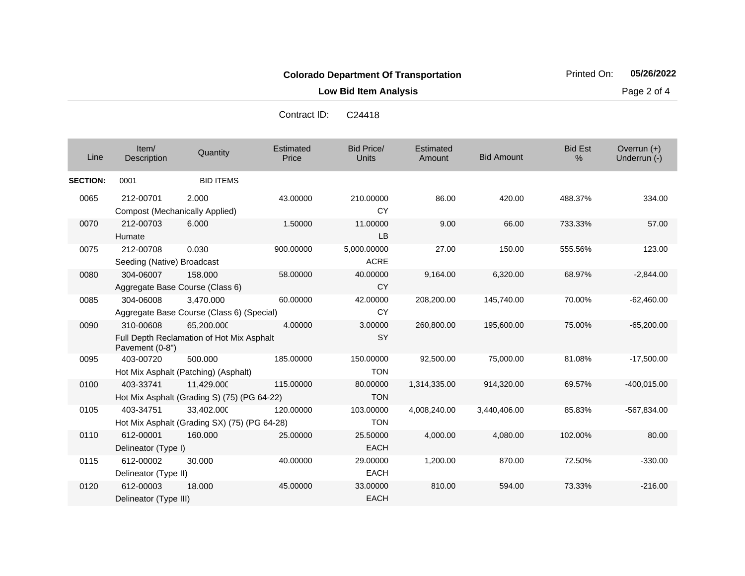**Colorado Department Of Transportation**

**Low Bid Item Analysis**

Printed On: **05/26/2022**

Contract ID: C24418

| Line | Item/ Description | Quantity | Estimated Price | Bid Price/ Units | Estimated Amount | Bid Amount | Bid Est % | Overrun (+) Underrun (-) |
|---|---|---|---|---|---|---|---|---|
| **SECTION:** | 0001 | BID ITEMS | | | | | | |
| 0065 | 212-00701 Compost (Mechanically Applied) | 2.000 | 43.00000 | 210.00000 CY | 86.00 | 420.00 | 488.37% | 334.00 |
| 0070 | 212-00703 Humate | 6.000 | 1.50000 | 11.00000 LB | 9.00 | 66.00 | 733.33% | 57.00 |
| 0075 | 212-00708 Seeding (Native) Broadcast | 0.030 | 900.00000 | 5,000.00000 ACRE | 27.00 | 150.00 | 555.56% | 123.00 |
| 0080 | 304-06007 Aggregate Base Course (Class 6) | 158.000 | 58.00000 | 40.00000 CY | 9,164.00 | 6,320.00 | 68.97% | -2,844.00 |
| 0085 | 304-06008 Aggregate Base Course (Class 6) (Special) | 3,470.000 | 60.00000 | 42.00000 CY | 208,200.00 | 145,740.00 | 70.00% | -62,460.00 |
| 0090 | 310-00608 Full Depth Reclamation of Hot Mix Asphalt Pavement (0-8") | 65,200.000 | 4.00000 | 3.00000 SY | 260,800.00 | 195,600.00 | 75.00% | -65,200.00 |
| 0095 | 403-00720 Hot Mix Asphalt (Patching) (Asphalt) | 500.000 | 185.00000 | 150.00000 TON | 92,500.00 | 75,000.00 | 81.08% | -17,500.00 |
| 0100 | 403-33741 Hot Mix Asphalt (Grading S) (75) (PG 64-22) | 11,429.000 | 115.00000 | 80.00000 TON | 1,314,335.00 | 914,320.00 | 69.57% | -400,015.00 |
| 0105 | 403-34751 Hot Mix Asphalt (Grading SX) (75) (PG 64-28) | 33,402.000 | 120.00000 | 103.00000 TON | 4,008,240.00 | 3,440,406.00 | 85.83% | -567,834.00 |
| 0110 | 612-00001 Delineator (Type I) | 160.000 | 25.00000 | 25.50000 EACH | 4,000.00 | 4,080.00 | 102.00% | 80.00 |
| 0115 | 612-00002 Delineator (Type II) | 30.000 | 40.00000 | 29.00000 EACH | 1,200.00 | 870.00 | 72.50% | -330.00 |
| 0120 | 612-00003 Delineator (Type III) | 18.000 | 45.00000 | 33.00000 EACH | 810.00 | 594.00 | 73.33% | -216.00 |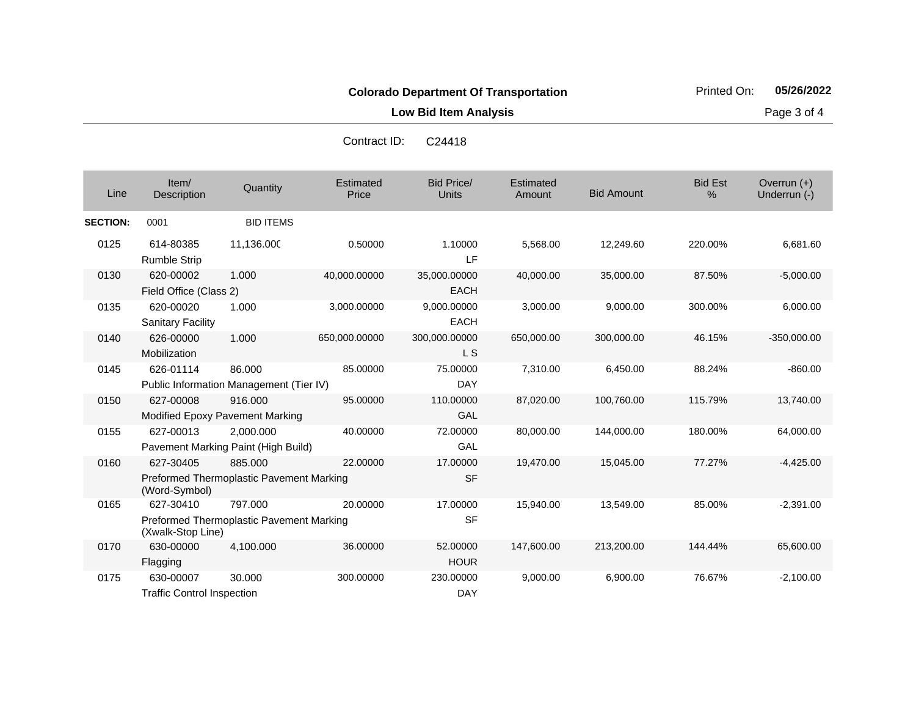**Colorado Department Of Transportation**

Printed On: **05/26/2022**

**Low Bid Item Analysis**

Contract ID: C24418

| Line | Item/ Description | Quantity | Estimated Price | Bid Price/ Units | Estimated Amount | Bid Amount | Bid Est % | Overrun (+) Underrun (-) |
|---|---|---|---|---|---|---|---|---|
| **SECTION:** | 0001 | BID ITEMS | | | | | | |
| 0125 | 614-80385 Rumble Strip | 11,136.000 | 0.50000 | 1.10000 LF | 5,568.00 | 12,249.60 | 220.00% | 6,681.60 |
| 0130 | 620-00002 Field Office (Class 2) | 1.000 | 40,000.00000 | 35,000.00000 EACH | 40,000.00 | 35,000.00 | 87.50% | -5,000.00 |
| 0135 | 620-00020 Sanitary Facility | 1.000 | 3,000.00000 | 9,000.00000 EACH | 3,000.00 | 9,000.00 | 300.00% | 6,000.00 |
| 0140 | 626-00000 Mobilization | 1.000 | 650,000.00000 | 300,000.00000 L S | 650,000.00 | 300,000.00 | 46.15% | -350,000.00 |
| 0145 | 626-01114 Public Information Management (Tier IV) | 86.000 | 85.00000 | 75.00000 DAY | 7,310.00 | 6,450.00 | 88.24% | -860.00 |
| 0150 | 627-00008 Modified Epoxy Pavement Marking | 916.000 | 95.00000 | 110.00000 GAL | 87,020.00 | 100,760.00 | 115.79% | 13,740.00 |
| 0155 | 627-00013 Pavement Marking Paint (High Build) | 2,000.000 | 40.00000 | 72.00000 GAL | 80,000.00 | 144,000.00 | 180.00% | 64,000.00 |
| 0160 | 627-30405 Preformed Thermoplastic Pavement Marking (Word-Symbol) | 885.000 | 22.00000 | 17.00000 SF | 19,470.00 | 15,045.00 | 77.27% | -4,425.00 |
| 0165 | 627-30410 Preformed Thermoplastic Pavement Marking (Xwalk-Stop Line) | 797.000 | 20.00000 | 17.00000 SF | 15,940.00 | 13,549.00 | 85.00% | -2,391.00 |
| 0170 | 630-00000 Flagging | 4,100.000 | 36.00000 | 52.00000 HOUR | 147,600.00 | 213,200.00 | 144.44% | 65,600.00 |
| 0175 | 630-00007 Traffic Control Inspection | 30.000 | 300.00000 | 230.00000 DAY | 9,000.00 | 6,900.00 | 76.67% | -2,100.00 |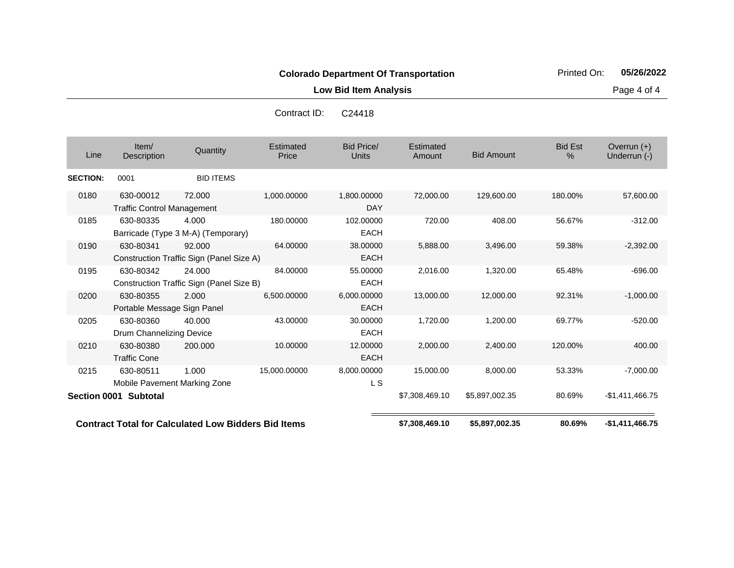**Colorado Department Of Transportation**

Printed On: **05/26/2022**

**Low Bid Item Analysis**

Contract ID: C24418

| Line | Item/ Description | Quantity | Estimated Price | Bid Price/ Units | Estimated Amount | Bid Amount | Bid Est % | Overrun (+) Underrun (-) |
|---|---|---|---|---|---|---|---|---|
| **SECTION:** | 0001 | BID ITEMS | | | | | | |
| 0180 | 630-00012 Traffic Control Management | 72.000 | 1,000.00000 | 1,800.00000 DAY | 72,000.00 | 129,600.00 | 180.00% | 57,600.00 |
| 0185 | 630-80335 Barricade (Type 3 M-A) (Temporary) | 4.000 | 180.00000 | 102.00000 EACH | 720.00 | 408.00 | 56.67% | -312.00 |
| 0190 | 630-80341 Construction Traffic Sign (Panel Size A) | 92.000 | 64.00000 | 38.00000 EACH | 5,888.00 | 3,496.00 | 59.38% | -2,392.00 |
| 0195 | 630-80342 Construction Traffic Sign (Panel Size B) | 24.000 | 84.00000 | 55.00000 EACH | 2,016.00 | 1,320.00 | 65.48% | -696.00 |
| 0200 | 630-80355 Portable Message Sign Panel | 2.000 | 6,500.00000 | 6,000.00000 EACH | 13,000.00 | 12,000.00 | 92.31% | -1,000.00 |
| 0205 | 630-80360 Drum Channelizing Device | 40.000 | 43.00000 | 30.00000 EACH | 1,720.00 | 1,200.00 | 69.77% | -520.00 |
| 0210 | 630-80380 Traffic Cone | 200.000 | 10.00000 | 12.00000 EACH | 2,000.00 | 2,400.00 | 120.00% | 400.00 |
| 0215 | 630-80511 Mobile Pavement Marking Zone | 1.000 | 15,000.00000 | 8,000.00000 L S | 15,000.00 | 8,000.00 | 53.33% | -7,000.00 |
| **Section 0001 Subtotal** | | | | | $7,308,469.10 | $5,897,002.35 | 80.69% | -$1,411,466.75 |
| **Contract Total for Calculated Low Bidders Bid Items** | | | | | **$7,308,469.10** | **$5,897,002.35** | **80.69%** | **-$1,411,466.75** |